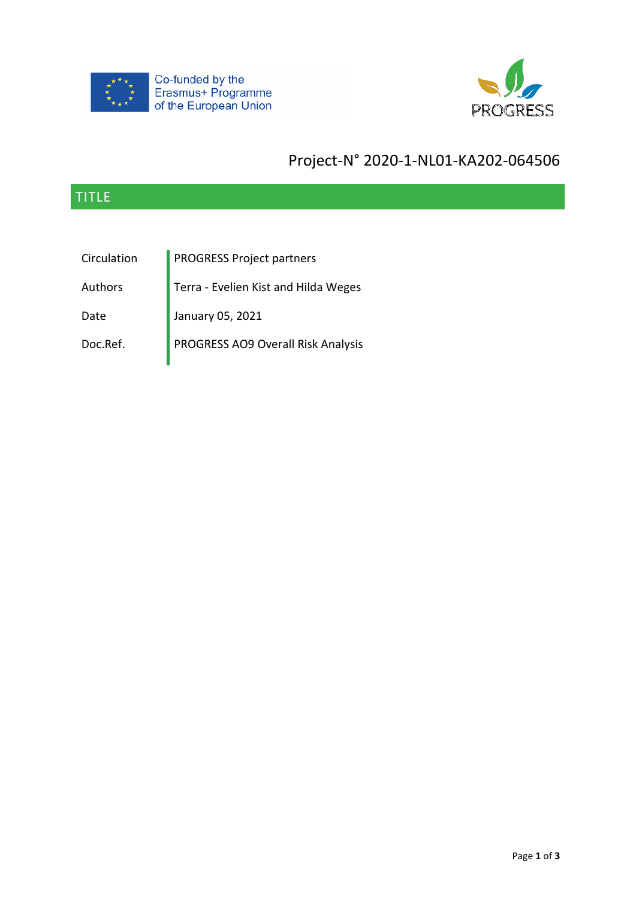Co-funded by the Erasmus+ Programme of the European Union

PROGRESS

Project-N° 2020-1-NL01-KA202-064506

## TITLE

| | |
|---|---|
| Circulation | PROGRESS Project partners |
| Authors | Terra - Evelien Kist and Hilda Weges |
| Date | January 05, 2021 |
| Doc.Ref. | PROGRESS AO9 Overall Risk Analysis |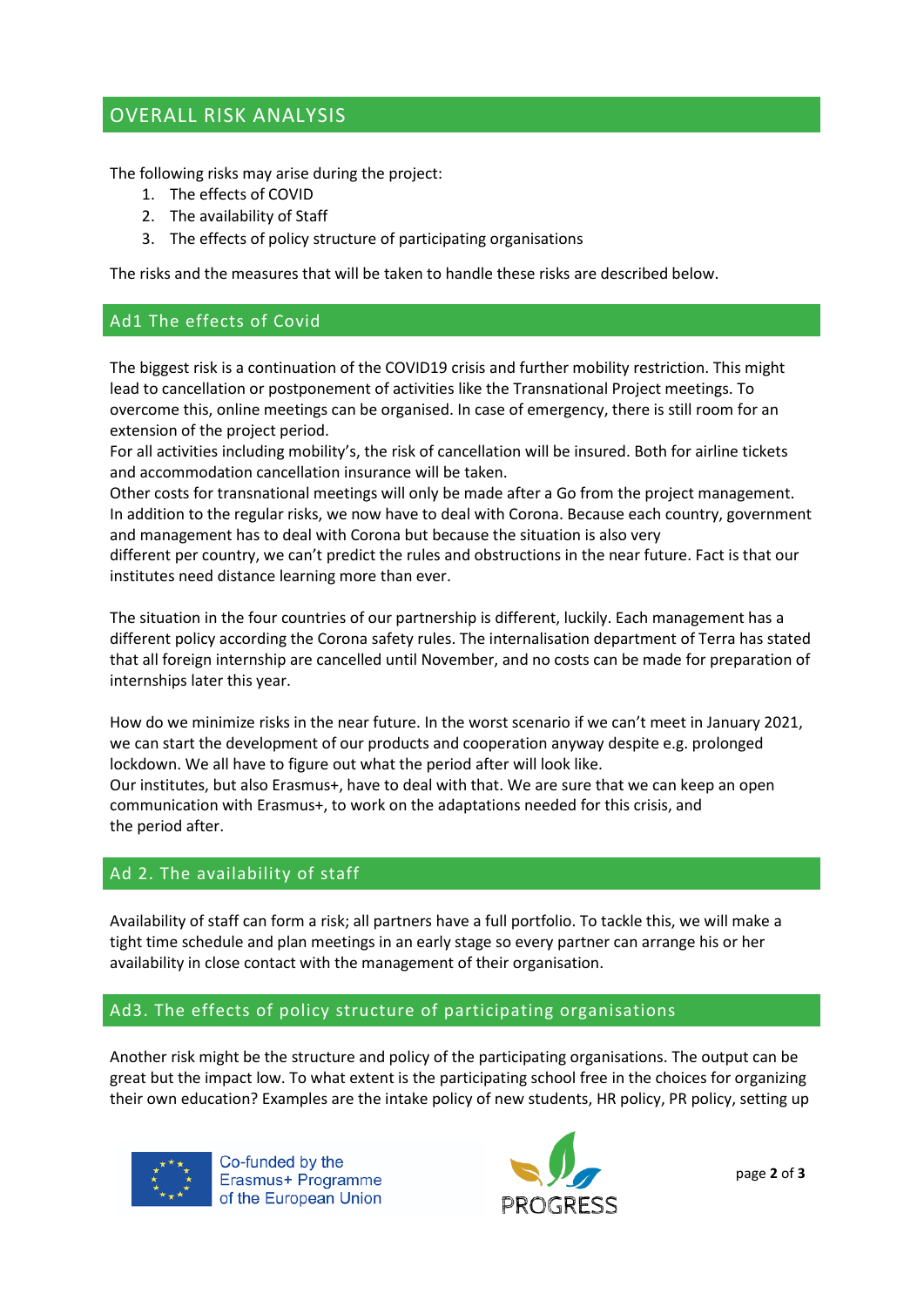## OVERALL RISK ANALYSIS

The following risks may arise during the project:

1. The effects of COVID
2. The availability of Staff
3. The effects of policy structure of participating organisations

The risks and the measures that will be taken to handle these risks are described below.

### Ad1 The effects of Covid

The biggest risk is a continuation of the COVID19 crisis and further mobility restriction. This might lead to cancellation or postponement of activities like the Transnational Project meetings. To overcome this, online meetings can be organised. In case of emergency, there is still room for an extension of the project period.
For all activities including mobility's, the risk of cancellation will be insured. Both for airline tickets and accommodation cancellation insurance will be taken.
Other costs for transnational meetings will only be made after a Go from the project management.
In addition to the regular risks, we now have to deal with Corona. Because each country, government and management has to deal with Corona but because the situation is also very
different per country, we can't predict the rules and obstructions in the near future. Fact is that our institutes need distance learning more than ever.

The situation in the four countries of our partnership is different, luckily. Each management has a different policy according the Corona safety rules. The internalisation department of Terra has stated that all foreign internship are cancelled until November, and no costs can be made for preparation of internships later this year.

How do we minimize risks in the near future. In the worst scenario if we can't meet in January 2021, we can start the development of our products and cooperation anyway despite e.g. prolonged lockdown. We all have to figure out what the period after will look like.
Our institutes, but also Erasmus+, have to deal with that. We are sure that we can keep an open communication with Erasmus+, to work on the adaptations needed for this crisis, and
the period after.

### Ad 2. The availability of staff

Availability of staff can form a risk; all partners have a full portfolio. To tackle this, we will make a tight time schedule and plan meetings in an early stage so every partner can arrange his or her availability in close contact with the management of their organisation.

### Ad3. The effects of policy structure of participating organisations

Another risk might be the structure and policy of the participating organisations. The output can be great but the impact low. To what extent is the participating school free in the choices for organizing their own education? Examples are the intake policy of new students, HR policy, PR policy, setting up

Co-funded by the Erasmus+ Programme of the European Union

PROGRESS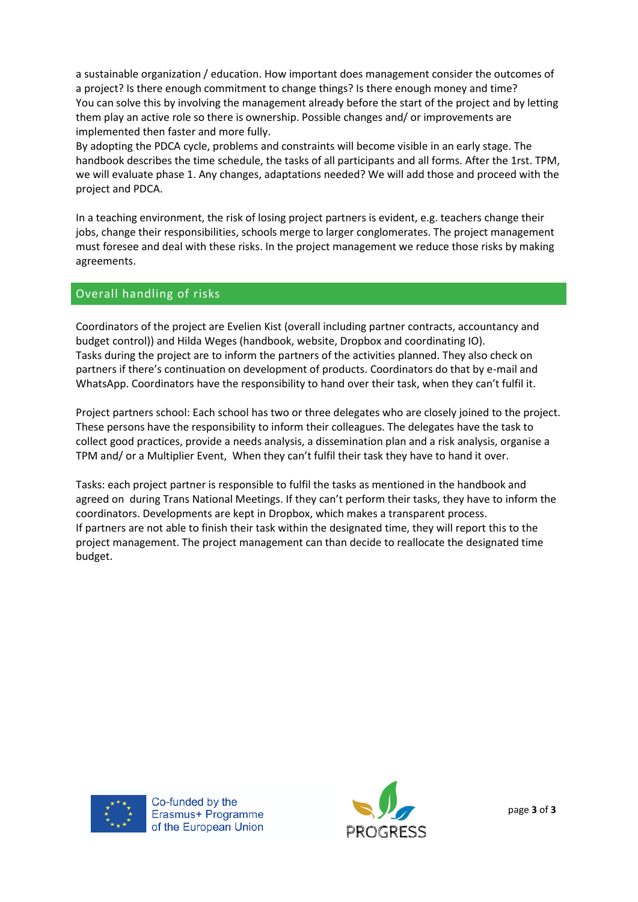a sustainable organization / education. How important does management consider the outcomes of a project? Is there enough commitment to change things? Is there enough money and time?
You can solve this by involving the management already before the start of the project and by letting them play an active role so there is ownership. Possible changes and/ or improvements are implemented then faster and more fully.
By adopting the PDCA cycle, problems and constraints will become visible in an early stage. The handbook describes the time schedule, the tasks of all participants and all forms. After the 1rst. TPM, we will evaluate phase 1. Any changes, adaptations needed? We will add those and proceed with the project and PDCA.

In a teaching environment, the risk of losing project partners is evident, e.g. teachers change their jobs, change their responsibilities, schools merge to larger conglomerates. The project management must foresee and deal with these risks. In the project management we reduce those risks by making agreements.

## Overall handling of risks

Coordinators of the project are Evelien Kist (overall including partner contracts, accountancy and budget control)) and Hilda Weges (handbook, website, Dropbox and coordinating IO).
Tasks during the project are to inform the partners of the activities planned. They also check on partners if there's continuation on development of products. Coordinators do that by e-mail and WhatsApp. Coordinators have the responsibility to hand over their task, when they can't fulfil it.

Project partners school: Each school has two or three delegates who are closely joined to the project. These persons have the responsibility to inform their colleagues. The delegates have the task to collect good practices, provide a needs analysis, a dissemination plan and a risk analysis, organise a TPM and/ or a Multiplier Event, When they can't fulfil their task they have to hand it over.

Tasks: each project partner is responsible to fulfil the tasks as mentioned in the handbook and agreed on during Trans National Meetings. If they can't perform their tasks, they have to inform the coordinators. Developments are kept in Dropbox, which makes a transparent process.
If partners are not able to finish their task within the designated time, they will report this to the project management. The project management can than decide to reallocate the designated time budget.

Co-funded by the Erasmus+ Programme of the European Union

PROGRESS